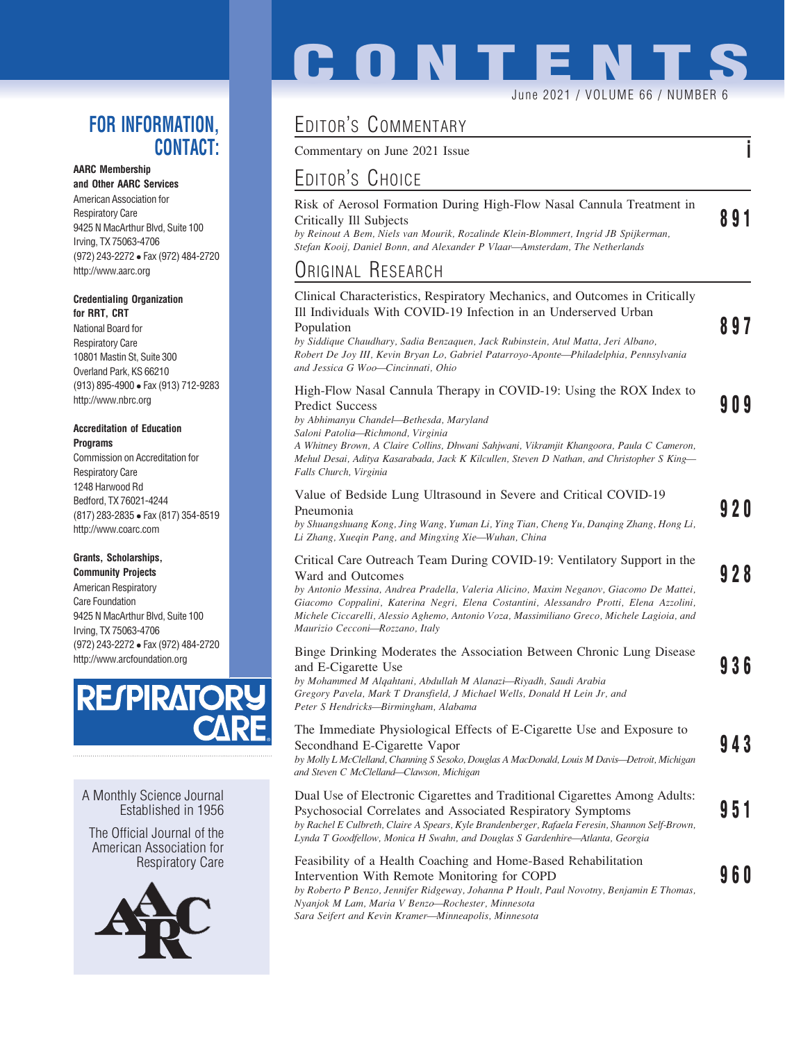# CONTENTS

June 2021 / VOLUME 66 / NUMBER 6

## EDITOR'S COMMENTARY

Commentary on June 2021 Issue **i**

## EDITOR'S CHOICE

Risk of Aerosol Formation During High-Flow Nasal Cannula Treatment in Critically Ill Subjects **891**
*by Reinout A Bem, Niels van Mourik, Rozalinde Klein-Blommert, Ingrid JB Spijkerman, Stefan Kooij, Daniel Bonn, and Alexander P Vlaar—Amsterdam, The Netherlands*

## ORIGINAL RESEARCH

Clinical Characteristics, Respiratory Mechanics, and Outcomes in Critically Ill Individuals With COVID-19 Infection in an Underserved Urban Population **897**
*by Siddique Chaudhary, Sadia Benzaquen, Jack Rubinstein, Atul Matta, Jeri Albano, Robert De Joy III, Kevin Bryan Lo, Gabriel Patarroyo-Aponte—Philadelphia, Pennsylvania and Jessica G Woo—Cincinnati, Ohio*

High-Flow Nasal Cannula Therapy in COVID-19: Using the ROX Index to Predict Success **909**
*by Abhimanyu Chandel—Bethesda, Maryland*
*Saloni Patolia—Richmond, Virginia*
*A Whitney Brown, A Claire Collins, Dhwani Sahjwani, Vikramjit Khangoora, Paula C Cameron, Mehul Desai, Aditya Kasarabada, Jack K Kilcullen, Steven D Nathan, and Christopher S King—Falls Church, Virginia*

Value of Bedside Lung Ultrasound in Severe and Critical COVID-19 Pneumonia **920**
*by Shuangshuang Kong, Jing Wang, Yuman Li, Ying Tian, Cheng Yu, Danqing Zhang, Hong Li, Li Zhang, Xueqin Pang, and Mingxing Xie—Wuhan, China*

Critical Care Outreach Team During COVID-19: Ventilatory Support in the Ward and Outcomes **928**
*by Antonio Messina, Andrea Pradella, Valeria Alicino, Maxim Neganov, Giacomo De Mattei, Giacomo Coppalini, Katerina Negri, Elena Costantini, Alessandro Protti, Elena Azzolini, Michele Ciccarelli, Alessio Aghemo, Antonio Voza, Massimiliano Greco, Michele Lagioia, and Maurizio Cecconi—Rozzano, Italy*

Binge Drinking Moderates the Association Between Chronic Lung Disease and E-Cigarette Use **936**
*by Mohammed M Alqahtani, Abdullah M Alanazi—Riyadh, Saudi Arabia*
*Gregory Pavela, Mark T Dransfield, J Michael Wells, Donald H Lein Jr, and Peter S Hendricks—Birmingham, Alabama*

The Immediate Physiological Effects of E-Cigarette Use and Exposure to Secondhand E-Cigarette Vapor **943**
*by Molly L McClelland, Channing S Sesoko, Douglas A MacDonald, Louis M Davis—Detroit, Michigan and Steven C McClelland—Clawson, Michigan*

Dual Use of Electronic Cigarettes and Traditional Cigarettes Among Adults: Psychosocial Correlates and Associated Respiratory Symptoms **951**
*by Rachel E Culbreth, Claire A Spears, Kyle Brandenberger, Rafaela Feresin, Shannon Self-Brown, Lynda T Goodfellow, Monica H Swahn, and Douglas S Gardenhire—Atlanta, Georgia*

Feasibility of a Health Coaching and Home-Based Rehabilitation Intervention With Remote Monitoring for COPD **960**
*by Roberto P Benzo, Jennifer Ridgeway, Johanna P Hoult, Paul Novotny, Benjamin E Thomas, Nyanjok M Lam, Maria V Benzo—Rochester, Minnesota*
*Sara Seifert and Kevin Kramer—Minneapolis, Minnesota*

## FOR INFORMATION, CONTACT:

**AARC Membership and Other AARC Services**
American Association for Respiratory Care
9425 N Mastin Blvd, Suite 100
Irving, TX 75063-4706
(972) 243-2272 • Fax (972) 484-2720
http://www.aarc.org

**Credentialing Organization for RRT, CRT**
National Board for Respiratory Care
10801 Mastin St, Suite 300
Overland Park, KS 66210
(913) 895-4900 • Fax (913) 712-9283
http://www.nbrc.org

**Accreditation of Education Programs**
Commission on Accreditation for Respiratory Care
1248 Harwood Rd
Bedford, TX 76021-4244
(817) 283-2835 • Fax (817) 354-8519
http://www.coarc.com

**Grants, Scholarships, Community Projects**
American Respiratory Care Foundation
9425 N MacArthur Blvd, Suite 100
Irving, TX 75063-4706
(972) 243-2272 • Fax (972) 484-2720
http://www.arcfoundation.org

RESPIRATORY CARE

A Monthly Science Journal Established in 1956

The Official Journal of the American Association for Respiratory Care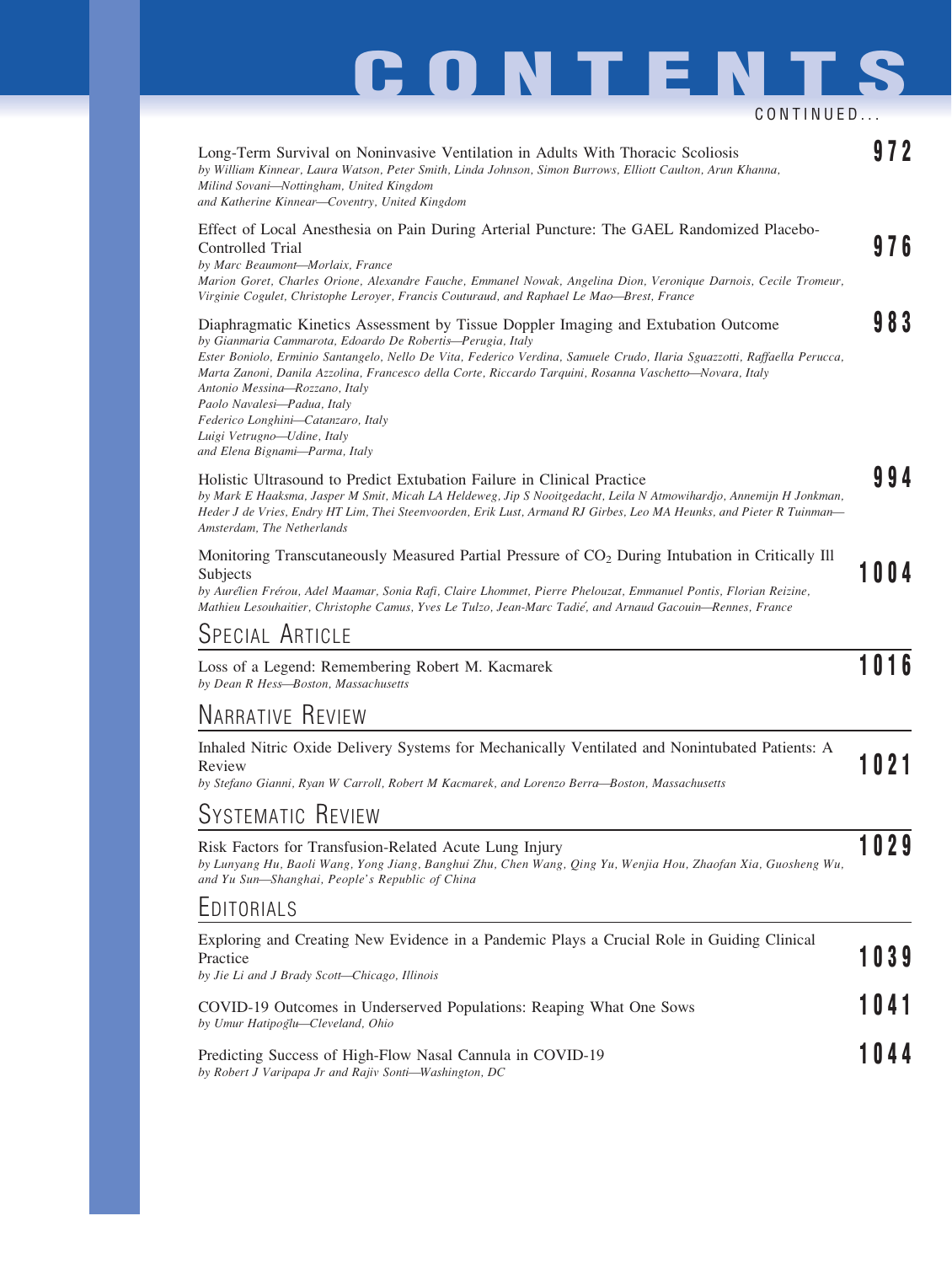# CONTENTS

CONTINUED...

Long-Term Survival on Noninvasive Ventilation in Adults With Thoracic Scoliosis **972**
*by William Kinnear, Laura Watson, Peter Smith, Linda Johnson, Simon Burrows, Elliott Caulton, Arun Khanna, Milind Sovani—Nottingham, United Kingdom*
*and Katherine Kinnear—Coventry, United Kingdom*

Effect of Local Anesthesia on Pain During Arterial Puncture: The GAEL Randomized Placebo-Controlled Trial **976**
*by Marc Beaumont—Morlaix, France*
*Marion Goret, Charles Orione, Alexandre Fauche, Emmanel Nowak, Angelina Dion, Veronique Darnois, Cecile Tromeur, Virginie Cogulet, Christophe Leroyer, Francis Couturaud, and Raphael Le Mao—Brest, France*

Diaphragmatic Kinetics Assessment by Tissue Doppler Imaging and Extubation Outcome **983**
*by Gianmaria Cammarota, Edoardo De Robertis—Perugia, Italy*
*Ester Boniolo, Erminio Santangelo, Nello De Vita, Federico Verdina, Samuele Crudo, Ilaria Sguazzotti, Raffaella Perucca, Marta Zanoni, Danila Azzolina, Francesco della Corte, Riccardo Tarquini, Rosanna Vaschetto—Novara, Italy*
*Antonio Messina—Rozzano, Italy*
*Paolo Navalesi—Padua, Italy*
*Federico Longhini—Catanzaro, Italy*
*Luigi Vetrugno—Udine, Italy*
*and Elena Bignami—Parma, Italy*

Holistic Ultrasound to Predict Extubation Failure in Clinical Practice **994**
*by Mark E Haaksma, Jasper M Smit, Micah LA Heldeweg, Jip S Nooitgedacht, Leila N Atmowihardjo, Annemijn H Jonkman, Heder J de Vries, Endry HT Lim, Thei Steenvoorden, Erik Lust, Armand RJ Girbes, Leo MA Heunks, and Pieter R Tuinman—Amsterdam, The Netherlands*

Monitoring Transcutaneously Measured Partial Pressure of $CO_2$ During Intubation in Critically Ill Subjects **1004**
*by Aurélien Frérou, Adel Maamar, Sonia Rafi, Claire Lhommet, Pierre Phelouzat, Emmanuel Pontis, Florian Reizine, Mathieu Lesouhaitier, Christophe Camus, Yves Le Tulzo, Jean-Marc Tadié, and Arnaud Gacouin—Rennes, France*

## Special Article

Loss of a Legend: Remembering Robert M. Kacmarek **1016**
*by Dean R Hess—Boston, Massachusetts*

## Narrative Review

Inhaled Nitric Oxide Delivery Systems for Mechanically Ventilated and Nonintubated Patients: A Review **1021**
*by Stefano Gianni, Ryan W Carroll, Robert M Kacmarek, and Lorenzo Berra—Boston, Massachusetts*

## Systematic Review

Risk Factors for Transfusion-Related Acute Lung Injury **1029**
*by Lunyang Hu, Baoli Wang, Yong Jiang, Banghui Zhu, Chen Wang, Qing Yu, Wenjia Hou, Zhaofan Xia, Guosheng Wu, and Yu Sun—Shanghai, People's Republic of China*

## Editorials

Exploring and Creating New Evidence in a Pandemic Plays a Crucial Role in Guiding Clinical Practice **1039**
*by Jie Li and J Brady Scott—Chicago, Illinois*

COVID-19 Outcomes in Underserved Populations: Reaping What One Sows **1041**
*by Umur Hatipoğlu—Cleveland, Ohio*

Predicting Success of High-Flow Nasal Cannula in COVID-19 **1044**
*by Robert J Varipapa Jr and Rajiv Sonti—Washington, DC*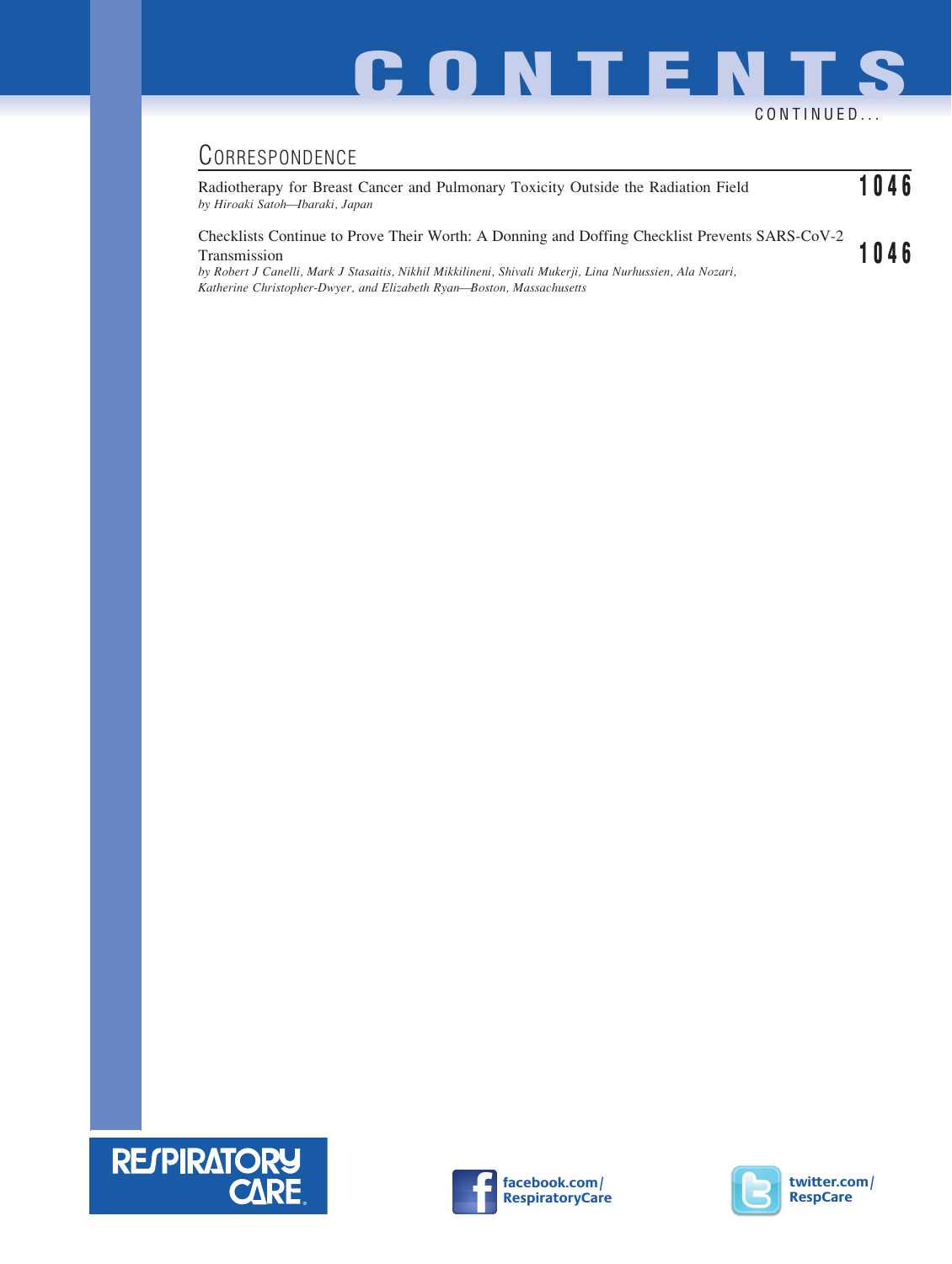# CONTENTS

CONTINUED...

## Correspondence

Radiotherapy for Breast Cancer and Pulmonary Toxicity Outside the Radiation Field **1046**
*by Hiroaki Satoh—Ibaraki, Japan*

Checklists Continue to Prove Their Worth: A Donning and Doffing Checklist Prevents SARS-CoV-2 Transmission **1046**
*by Robert J Canelli, Mark J Stasaitis, Nikhil Mikkilineni, Shivali Mukerji, Lina Nurhussien, Ala Nozari, Katherine Christopher-Dwyer, and Elizabeth Ryan—Boston, Massachusetts*

RESPIRATORY CARE

facebook.com/RespiratoryCare

twitter.com/RespCare